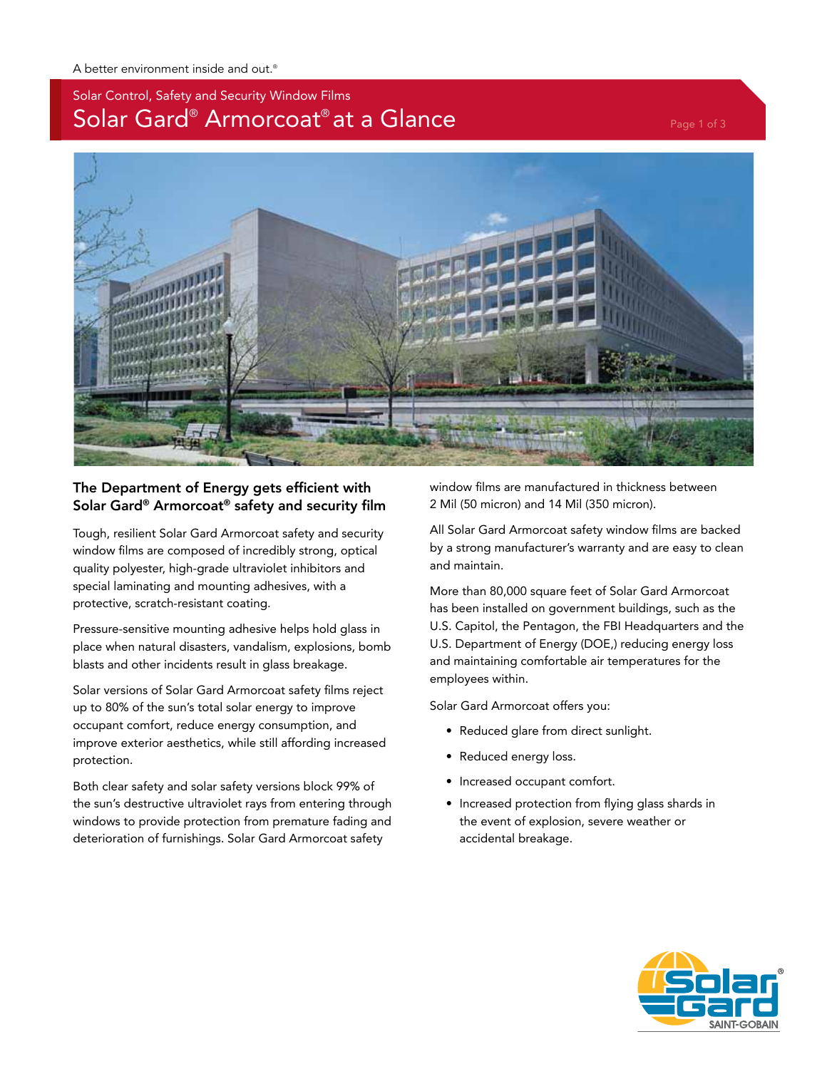A better environment inside and out.®

Solar Control, Safety and Security Window Films

# Solar Gard® Armorcoat® at a Glance

## The Department of Energy gets efficient with Solar Gard® Armorcoat® safety and security film

Tough, resilient Solar Gard Armorcoat safety and security window films are composed of incredibly strong, optical quality polyester, high-grade ultraviolet inhibitors and special laminating and mounting adhesives, with a protective, scratch-resistant coating.

Pressure-sensitive mounting adhesive helps hold glass in place when natural disasters, vandalism, explosions, bomb blasts and other incidents result in glass breakage.

Solar versions of Solar Gard Armorcoat safety films reject up to 80% of the sun's total solar energy to improve occupant comfort, reduce energy consumption, and improve exterior aesthetics, while still affording increased protection.

Both clear safety and solar safety versions block 99% of the sun's destructive ultraviolet rays from entering through windows to provide protection from premature fading and deterioration of furnishings. Solar Gard Armorcoat safety window films are manufactured in thickness between 2 Mil (50 micron) and 14 Mil (350 micron).

All Solar Gard Armorcoat safety window films are backed by a strong manufacturer's warranty and are easy to clean and maintain.

More than 80,000 square feet of Solar Gard Armorcoat has been installed on government buildings, such as the U.S. Capitol, the Pentagon, the FBI Headquarters and the U.S. Department of Energy (DOE,) reducing energy loss and maintaining comfortable air temperatures for the employees within.

Solar Gard Armorcoat offers you:

- Reduced glare from direct sunlight.
- Reduced energy loss.
- Increased occupant comfort.
- Increased protection from flying glass shards in the event of explosion, severe weather or accidental breakage.

Solar Gard® SAINT-GOBAIN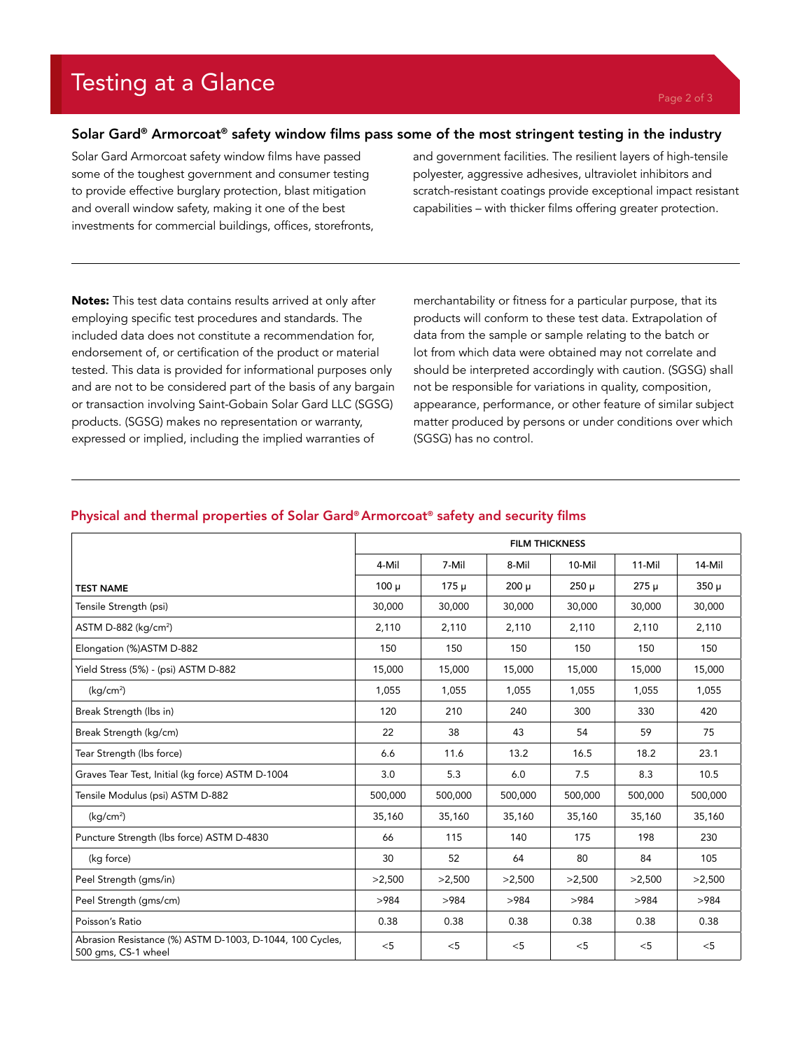# Testing at a Glance

### Solar Gard® Armorcoat® safety window films pass some of the most stringent testing in the industry

Solar Gard Armorcoat safety window films have passed some of the toughest government and consumer testing to provide effective burglary protection, blast mitigation and overall window safety, making it one of the best investments for commercial buildings, offices, storefronts, and government facilities. The resilient layers of high-tensile polyester, aggressive adhesives, ultraviolet inhibitors and scratch-resistant coatings provide exceptional impact resistant capabilities – with thicker films offering greater protection.

---

**Notes:** This test data contains results arrived at only after employing specific test procedures and standards. The included data does not constitute a recommendation for, endorsement of, or certification of the product or material tested. This data is provided for informational purposes only and are not to be considered part of the basis of any bargain or transaction involving Saint-Gobain Solar Gard LLC (SGSG) products. (SGSG) makes no representation or warranty, expressed or implied, including the implied warranties of merchantability or fitness for a particular purpose, that its products will conform to these test data. Extrapolation of data from the sample or sample relating to the batch or lot from which data were obtained may not correlate and should be interpreted accordingly with caution. (SGSG) shall not be responsible for variations in quality, composition, appearance, performance, or other feature of similar subject matter produced by persons or under conditions over which (SGSG) has no control.

---

### Physical and thermal properties of Solar Gard® Armorcoat® safety and security films

| | FILM THICKNESS | | | | | |
|---|---|---|---|---|---|---|
| | 4-Mil | 7-Mil | 8-Mil | 10-Mil | 11-Mil | 14-Mil |
| **TEST NAME** | 100 µ | 175 µ | 200 µ | 250 µ | 275 µ | 350 µ |
| Tensile Strength (psi) | 30,000 | 30,000 | 30,000 | 30,000 | 30,000 | 30,000 |
| ASTM D-882 (kg/cm²) | 2,110 | 2,110 | 2,110 | 2,110 | 2,110 | 2,110 |
| Elongation (%)ASTM D-882 | 150 | 150 | 150 | 150 | 150 | 150 |
| Yield Stress (5%) - (psi) ASTM D-882 | 15,000 | 15,000 | 15,000 | 15,000 | 15,000 | 15,000 |
| (kg/cm²) | 1,055 | 1,055 | 1,055 | 1,055 | 1,055 | 1,055 |
| Break Strength (lbs in) | 120 | 210 | 240 | 300 | 330 | 420 |
| Break Strength (kg/cm) | 22 | 38 | 43 | 54 | 59 | 75 |
| Tear Strength (lbs force) | 6.6 | 11.6 | 13.2 | 16.5 | 18.2 | 23.1 |
| Graves Tear Test, Initial (kg force) ASTM D-1004 | 3.0 | 5.3 | 6.0 | 7.5 | 8.3 | 10.5 |
| Tensile Modulus (psi) ASTM D-882 | 500,000 | 500,000 | 500,000 | 500,000 | 500,000 | 500,000 |
| (kg/cm²) | 35,160 | 35,160 | 35,160 | 35,160 | 35,160 | 35,160 |
| Puncture Strength (lbs force) ASTM D-4830 | 66 | 115 | 140 | 175 | 198 | 230 |
| (kg force) | 30 | 52 | 64 | 80 | 84 | 105 |
| Peel Strength (gms/in) | >2,500 | >2,500 | >2,500 | >2,500 | >2,500 | >2,500 |
| Peel Strength (gms/cm) | >984 | >984 | >984 | >984 | >984 | >984 |
| Poisson's Ratio | 0.38 | 0.38 | 0.38 | 0.38 | 0.38 | 0.38 |
| Abrasion Resistance (%) ASTM D-1003, D-1044, 100 Cycles, 500 gms, CS-1 wheel | <5 | <5 | <5 | <5 | <5 | <5 |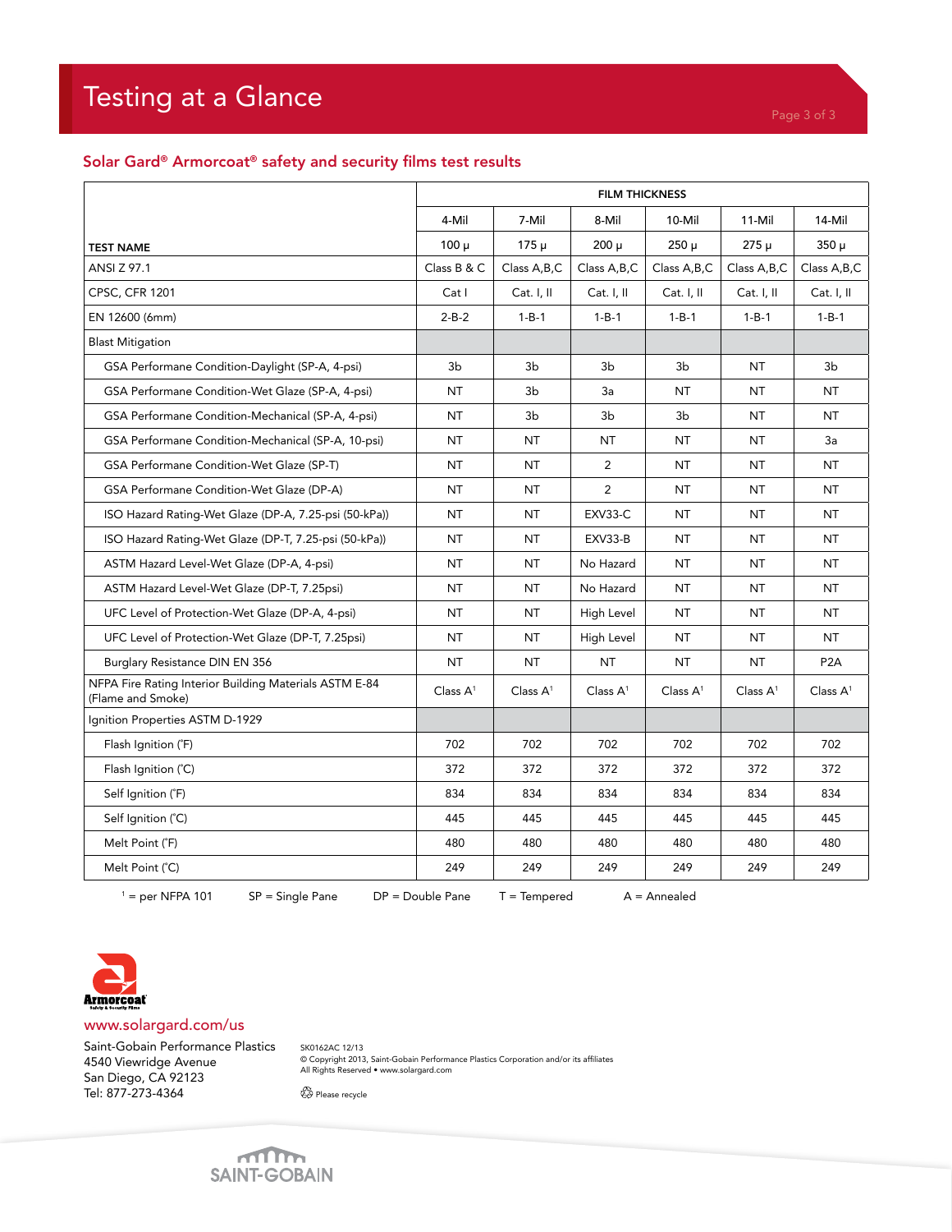# Testing at a Glance

## Solar Gard® Armorcoat® safety and security films test results

| TEST NAME | FILM THICKNESS | | | | | |
|---|---|---|---|---|---|---|
| | 4-Mil | 7-Mil | 8-Mil | 10-Mil | 11-Mil | 14-Mil |
| | 100 µ | 175 µ | 200 µ | 250 µ | 275 µ | 350 µ |
| ANSI Z 97.1 | Class B & C | Class A,B,C | Class A,B,C | Class A,B,C | Class A,B,C | Class A,B,C |
| CPSC, CFR 1201 | Cat I | Cat. I, II | Cat. I, II | Cat. I, II | Cat. I, II | Cat. I, II |
| EN 12600 (6mm) | 2-B-2 | 1-B-1 | 1-B-1 | 1-B-1 | 1-B-1 | 1-B-1 |
| Blast Mitigation | | | | | | |
| GSA Performane Condition-Daylight (SP-A, 4-psi) | 3b | 3b | 3b | 3b | NT | 3b |
| GSA Performane Condition-Wet Glaze (SP-A, 4-psi) | NT | 3b | 3a | NT | NT | NT |
| GSA Performane Condition-Mechanical (SP-A, 4-psi) | NT | 3b | 3b | 3b | NT | NT |
| GSA Performane Condition-Mechanical (SP-A, 10-psi) | NT | NT | NT | NT | NT | 3a |
| GSA Performane Condition-Wet Glaze (SP-T) | NT | NT | 2 | NT | NT | NT |
| GSA Performane Condition-Wet Glaze (DP-A) | NT | NT | 2 | NT | NT | NT |
| ISO Hazard Rating-Wet Glaze (DP-A, 7.25-psi (50-kPa)) | NT | NT | EXV33-C | NT | NT | NT |
| ISO Hazard Rating-Wet Glaze (DP-T, 7.25-psi (50-kPa)) | NT | NT | EXV33-B | NT | NT | NT |
| ASTM Hazard Level-Wet Glaze (DP-A, 4-psi) | NT | NT | No Hazard | NT | NT | NT |
| ASTM Hazard Level-Wet Glaze (DP-T, 7.25psi) | NT | NT | No Hazard | NT | NT | NT |
| UFC Level of Protection-Wet Glaze (DP-A, 4-psi) | NT | NT | High Level | NT | NT | NT |
| UFC Level of Protection-Wet Glaze (DP-T, 7.25psi) | NT | NT | High Level | NT | NT | NT |
| Burglary Resistance DIN EN 356 | NT | NT | NT | NT | NT | P2A |
| NFPA Fire Rating Interior Building Materials ASTM E-84 (Flame and Smoke) | Class A[1] | Class A[1] | Class A[1] | Class A[1] | Class A[1] | Class A[1] |
| Ignition Properties ASTM D-1929 | | | | | | |
| Flash Ignition (°F) | 702 | 702 | 702 | 702 | 702 | 702 |
| Flash Ignition (°C) | 372 | 372 | 372 | 372 | 372 | 372 |
| Self Ignition (°F) | 834 | 834 | 834 | 834 | 834 | 834 |
| Self Ignition (°C) | 445 | 445 | 445 | 445 | 445 | 445 |
| Melt Point (°F) | 480 | 480 | 480 | 480 | 480 | 480 |
| Melt Point (°C) | 249 | 249 | 249 | 249 | 249 | 249 |

[1] = per NFPA 101  SP = Single Pane  DP = Double Pane  T = Tempered  A = Annealed

Armorcoat
Safety & Security Films

www.solargard.com/us

Saint-Gobain Performance Plastics
4540 Viewridge Avenue
San Diego, CA 92123
Tel: 877-273-4364

SK0162AC 12/13
© Copyright 2013, Saint-Gobain Performance Plastics Corporation and/or its affiliates
All Rights Reserved • www.solargard.com

Please recycle

SAINT-GOBAIN